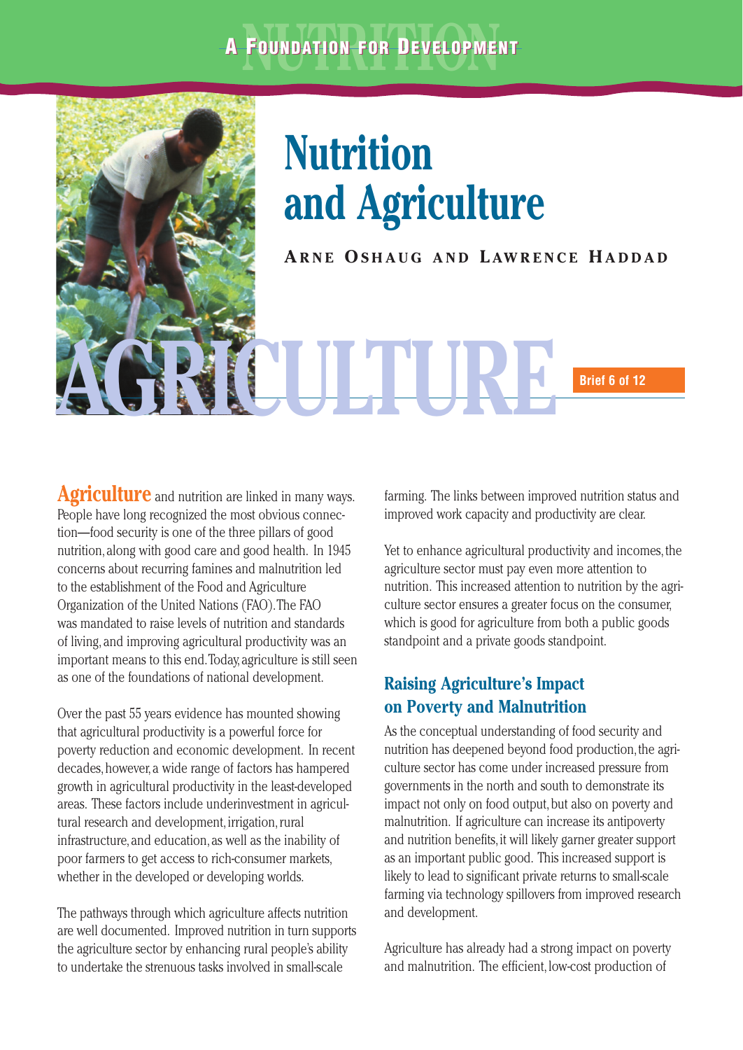# Nutrition and Agriculture

**Arne Oshaug and Lawrence Haddad**

Brief 6 of 12

**Agriculture** and nutrition are linked in many ways. People have long recognized the most obvious connection—food security is one of the three pillars of good nutrition, along with good care and good health. In 1945 concerns about recurring famines and malnutrition led to the establishment of the Food and Agriculture Organization of the United Nations (FAO). The FAO was mandated to raise levels of nutrition and standards of living, and improving agricultural productivity was an important means to this end. Today, agriculture is still seen as one of the foundations of national development.

Over the past 55 years evidence has mounted showing that agricultural productivity is a powerful force for poverty reduction and economic development. In recent decades, however, a wide range of factors has hampered growth in agricultural productivity in the least-developed areas. These factors include underinvestment in agricultural research and development, irrigation, rural infrastructure, and education, as well as the inability of poor farmers to get access to rich-consumer markets, whether in the developed or developing worlds.

The pathways through which agriculture affects nutrition are well documented. Improved nutrition in turn supports the agriculture sector by enhancing rural people's ability to undertake the strenuous tasks involved in small-scale farming. The links between improved nutrition status and improved work capacity and productivity are clear.

Yet to enhance agricultural productivity and incomes, the agriculture sector must pay even more attention to nutrition. This increased attention to nutrition by the agriculture sector ensures a greater focus on the consumer, which is good for agriculture from both a public goods standpoint and a private goods standpoint.

## Raising Agriculture's Impact on Poverty and Malnutrition

As the conceptual understanding of food security and nutrition has deepened beyond food production, the agriculture sector has come under increased pressure from governments in the north and south to demonstrate its impact not only on food output, but also on poverty and malnutrition. If agriculture can increase its antipoverty and nutrition benefits, it will likely garner greater support as an important public good. This increased support is likely to lead to significant private returns to small-scale farming via technology spillovers from improved research and development.

Agriculture has already had a strong impact on poverty and malnutrition. The efficient, low-cost production of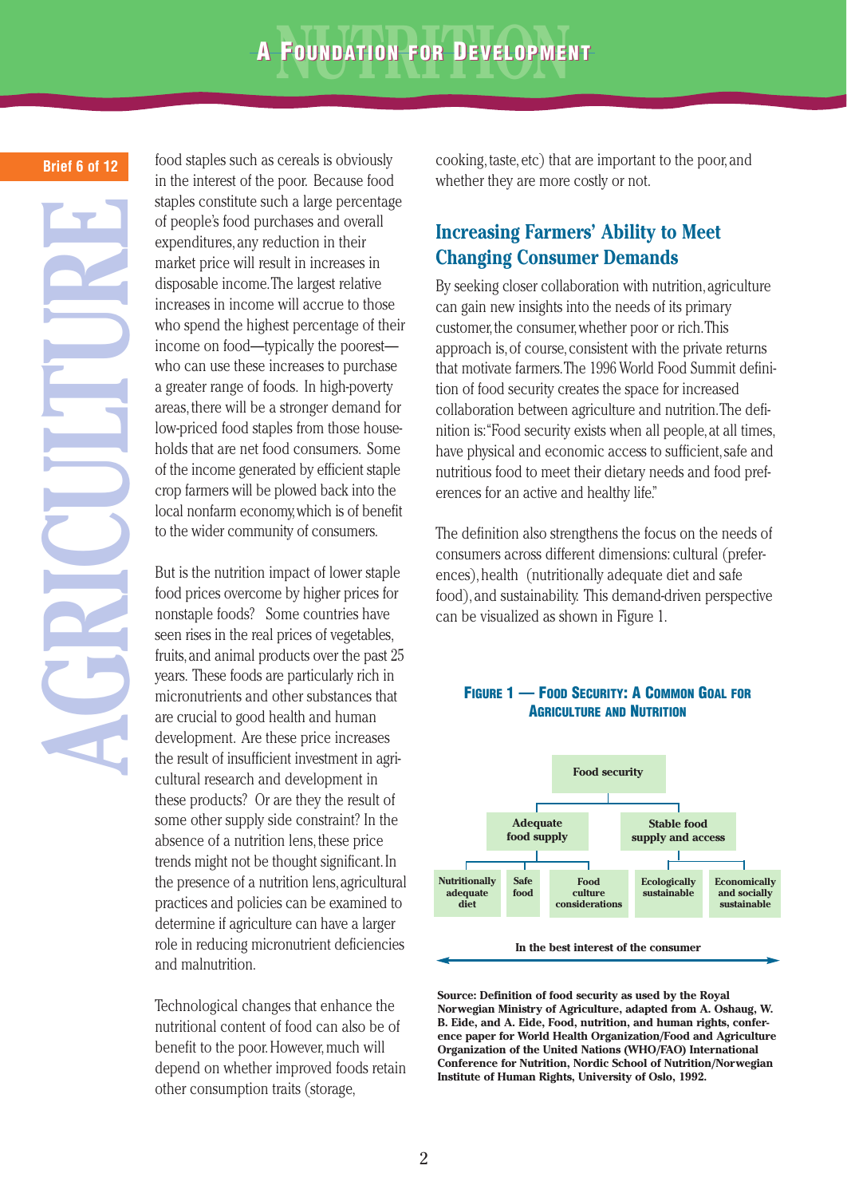food staples such as cereals is obviously in the interest of the poor. Because food staples constitute such a large percentage of people's food purchases and overall expenditures, any reduction in their market price will result in increases in disposable income. The largest relative increases in income will accrue to those who spend the highest percentage of their income on food—typically the poorest—who can use these increases to purchase a greater range of foods. In high-poverty areas, there will be a stronger demand for low-priced food staples from those households that are net food consumers. Some of the income generated by efficient staple crop farmers will be plowed back into the local nonfarm economy, which is of benefit to the wider community of consumers.

But is the nutrition impact of lower staple food prices overcome by higher prices for nonstaple foods? Some countries have seen rises in the real prices of vegetables, fruits, and animal products over the past 25 years. These foods are particularly rich in micronutrients and other substances that are crucial to good health and human development. Are these price increases the result of insufficient investment in agricultural research and development in these products? Or are they the result of some other supply side constraint? In the absence of a nutrition lens, these price trends might not be thought significant. In the presence of a nutrition lens, agricultural practices and policies can be examined to determine if agriculture can have a larger role in reducing micronutrient deficiencies and malnutrition.

Technological changes that enhance the nutritional content of food can also be of benefit to the poor. However, much will depend on whether improved foods retain other consumption traits (storage, cooking, taste, etc) that are important to the poor, and whether they are more costly or not.

## Increasing Farmers' Ability to Meet Changing Consumer Demands

By seeking closer collaboration with nutrition, agriculture can gain new insights into the needs of its primary customer, the consumer, whether poor or rich. This approach is, of course, consistent with the private returns that motivate farmers. The 1996 World Food Summit definition of food security creates the space for increased collaboration between agriculture and nutrition. The definition is: "Food security exists when all people, at all times, have physical and economic access to sufficient, safe and nutritious food to meet their dietary needs and food preferences for an active and healthy life."

The definition also strengthens the focus on the needs of consumers across different dimensions: cultural (preferences), health (nutritionally adequate diet and safe food), and sustainability. This demand-driven perspective can be visualized as shown in Figure 1.

**Figure 1 — Food Security: A Common Goal for Agriculture and Nutrition**

- Food security
  - Adequate food supply
    - Nutritionally adequate diet
    - Safe food
    - Food culture considerations
  - Stable food supply and access
    - Ecologically sustainable
    - Economically and socially sustainable

In the best interest of the consumer

**Source: Definition of food security as used by the Royal Norwegian Ministry of Agriculture, adapted from A. Oshaug, W. B. Eide, and A. Eide, Food, nutrition, and human rights, conference paper for World Health Organization/Food and Agriculture Organization of the United Nations (WHO/FAO) International Conference for Nutrition, Nordic School of Nutrition/Norwegian Institute of Human Rights, University of Oslo, 1992.**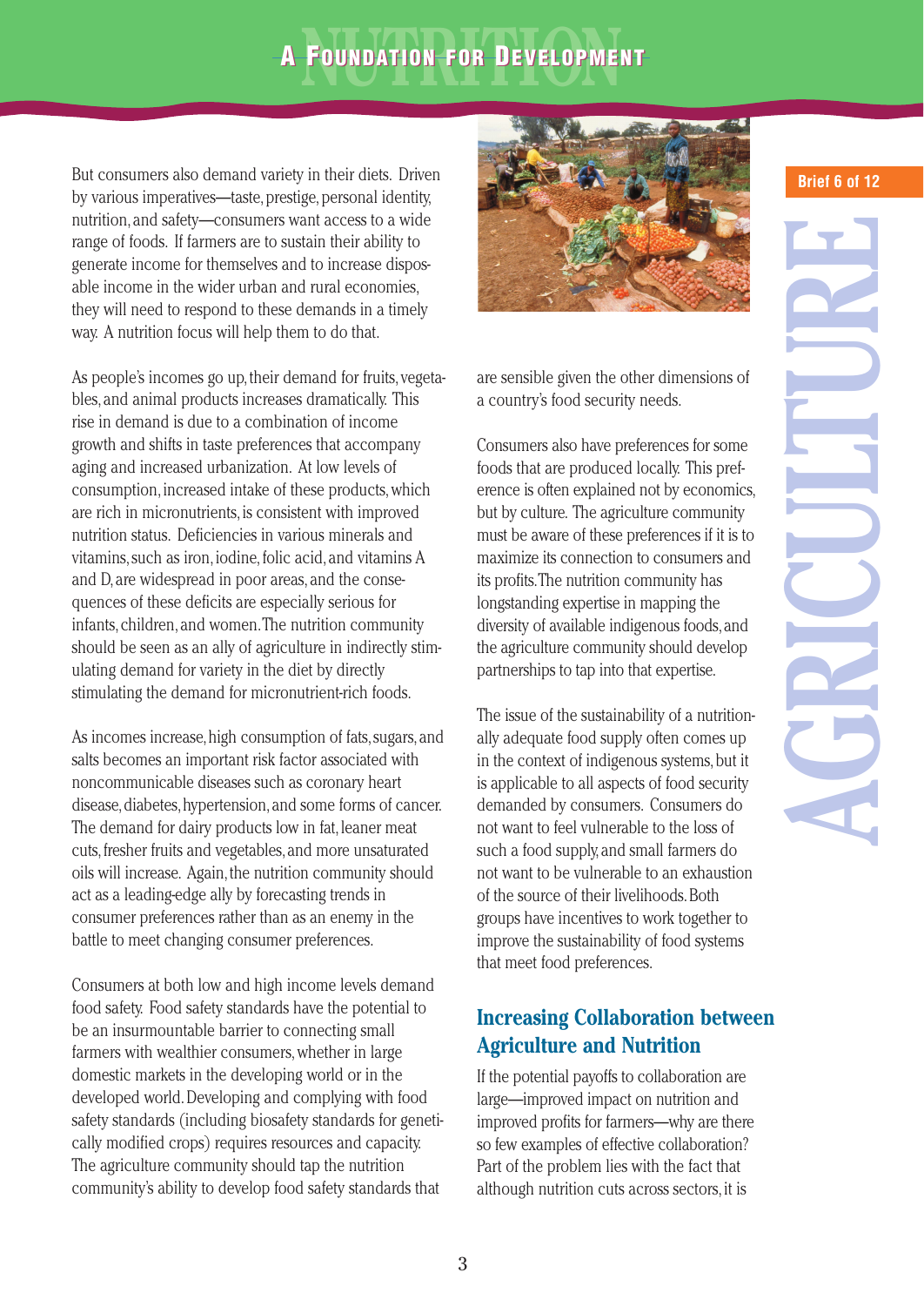But consumers also demand variety in their diets. Driven by various imperatives—taste, prestige, personal identity, nutrition, and safety—consumers want access to a wide range of foods. If farmers are to sustain their ability to generate income for themselves and to increase disposable income in the wider urban and rural economies, they will need to respond to these demands in a timely way. A nutrition focus will help them to do that.

As people's incomes go up, their demand for fruits, vegetables, and animal products increases dramatically. This rise in demand is due to a combination of income growth and shifts in taste preferences that accompany aging and increased urbanization. At low levels of consumption, increased intake of these products, which are rich in micronutrients, is consistent with improved nutrition status. Deficiencies in various minerals and vitamins, such as iron, iodine, folic acid, and vitamins A and D, are widespread in poor areas, and the consequences of these deficits are especially serious for infants, children, and women. The nutrition community should be seen as an ally of agriculture in indirectly stimulating demand for variety in the diet by directly stimulating the demand for micronutrient-rich foods.

As incomes increase, high consumption of fats, sugars, and salts becomes an important risk factor associated with noncommunicable diseases such as coronary heart disease, diabetes, hypertension, and some forms of cancer. The demand for dairy products low in fat, leaner meat cuts, fresher fruits and vegetables, and more unsaturated oils will increase. Again, the nutrition community should act as a leading-edge ally by forecasting trends in consumer preferences rather than as an enemy in the battle to meet changing consumer preferences.

Consumers at both low and high income levels demand food safety. Food safety standards have the potential to be an insurmountable barrier to connecting small farmers with wealthier consumers, whether in large domestic markets in the developing world or in the developed world. Developing and complying with food safety standards (including biosafety standards for genetically modified crops) requires resources and capacity. The agriculture community should tap the nutrition community's ability to develop food safety standards that are sensible given the other dimensions of a country's food security needs.

Consumers also have preferences for some foods that are produced locally. This preference is often explained not by economics, but by culture. The agriculture community must be aware of these preferences if it is to maximize its connection to consumers and its profits. The nutrition community has longstanding expertise in mapping the diversity of available indigenous foods, and the agriculture community should develop partnerships to tap into that expertise.

The issue of the sustainability of a nutritionally adequate food supply often comes up in the context of indigenous systems, but it is applicable to all aspects of food security demanded by consumers. Consumers do not want to feel vulnerable to the loss of such a food supply, and small farmers do not want to be vulnerable to an exhaustion of the source of their livelihoods. Both groups have incentives to work together to improve the sustainability of food systems that meet food preferences.

## Increasing Collaboration between Agriculture and Nutrition

If the potential payoffs to collaboration are large—improved impact on nutrition and improved profits for farmers—why are there so few examples of effective collaboration? Part of the problem lies with the fact that although nutrition cuts across sectors, it is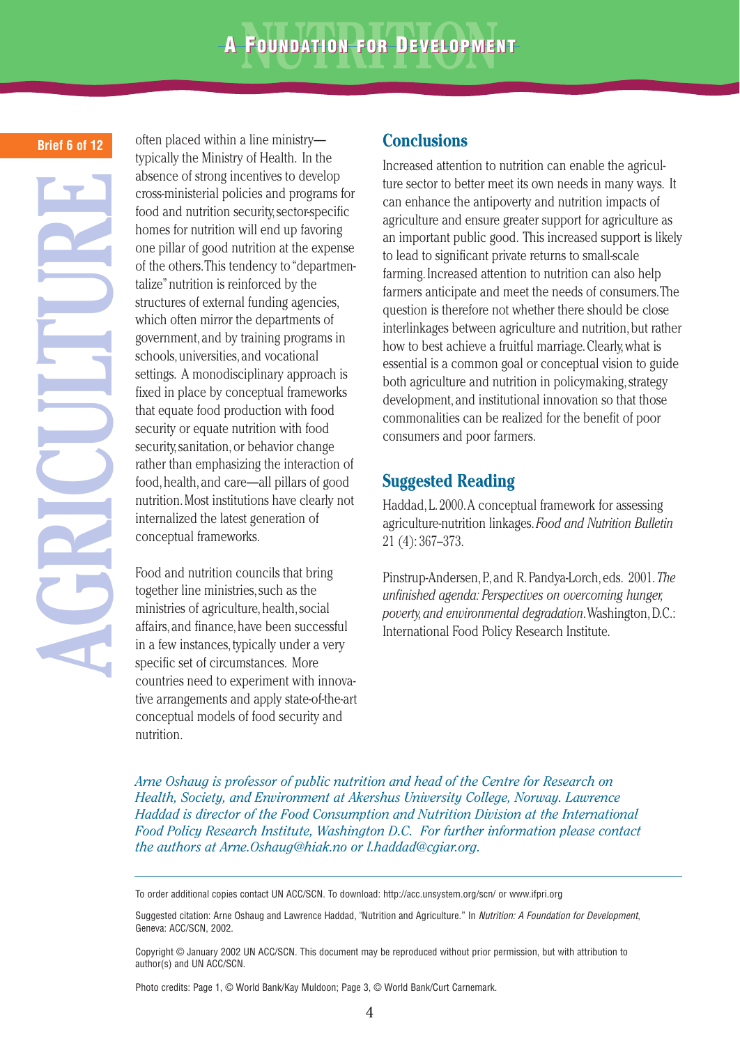often placed within a line ministry—typically the Ministry of Health. In the absence of strong incentives to develop cross-ministerial policies and programs for food and nutrition security, sector-specific homes for nutrition will end up favoring one pillar of good nutrition at the expense of the others. This tendency to "departmentalize" nutrition is reinforced by the structures of external funding agencies, which often mirror the departments of government, and by training programs in schools, universities, and vocational settings. A monodisciplinary approach is fixed in place by conceptual frameworks that equate food production with food security or equate nutrition with food security, sanitation, or behavior change rather than emphasizing the interaction of food, health, and care—all pillars of good nutrition. Most institutions have clearly not internalized the latest generation of conceptual frameworks.

Food and nutrition councils that bring together line ministries, such as the ministries of agriculture, health, social affairs, and finance, have been successful in a few instances, typically under a very specific set of circumstances. More countries need to experiment with innovative arrangements and apply state-of-the-art conceptual models of food security and nutrition.

## Conclusions

Increased attention to nutrition can enable the agriculture sector to better meet its own needs in many ways. It can enhance the antipoverty and nutrition impacts of agriculture and ensure greater support for agriculture as an important public good. This increased support is likely to lead to significant private returns to small-scale farming. Increased attention to nutrition can also help farmers anticipate and meet the needs of consumers. The question is therefore not whether there should be close interlinkages between agriculture and nutrition, but rather how to best achieve a fruitful marriage. Clearly, what is essential is a common goal or conceptual vision to guide both agriculture and nutrition in policymaking, strategy development, and institutional innovation so that those commonalities can be realized for the benefit of poor consumers and poor farmers.

## Suggested Reading

Haddad, L. 2000. A conceptual framework for assessing agriculture-nutrition linkages. *Food and Nutrition Bulletin* 21 (4): 367–373.

Pinstrup-Andersen, P., and R. Pandya-Lorch, eds. 2001. *The unfinished agenda: Perspectives on overcoming hunger, poverty, and environmental degradation.* Washington, D.C.: International Food Policy Research Institute.

*Arne Oshaug is professor of public nutrition and head of the Centre for Research on Health, Society, and Environment at Akershus University College, Norway. Lawrence Haddad is director of the Food Consumption and Nutrition Division at the International Food Policy Research Institute, Washington D.C. For further information please contact the authors at Arne.Oshaug@hiak.no or l.haddad@cgiar.org.*

---

To order additional copies contact UN ACC/SCN. To download: http://acc.unsystem.org/scn/ or www.ifpri.org

Suggested citation: Arne Oshaug and Lawrence Haddad, "Nutrition and Agriculture." In *Nutrition: A Foundation for Development*, Geneva: ACC/SCN, 2002.

Copyright © January 2002 UN ACC/SCN. This document may be reproduced without prior permission, but with attribution to author(s) and UN ACC/SCN.

Photo credits: Page 1, © World Bank/Kay Muldoon; Page 3, © World Bank/Curt Carnemark.